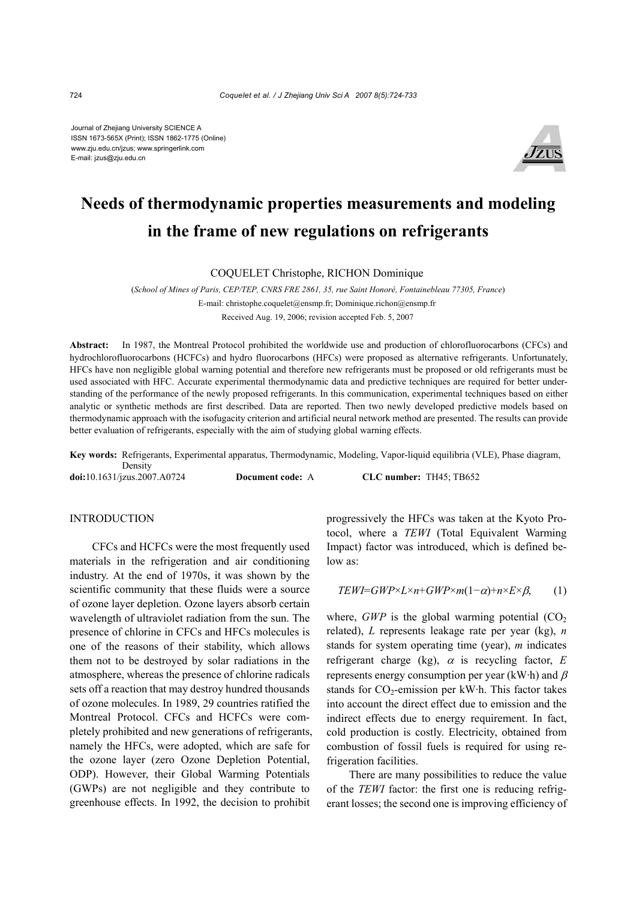Journal of Zhejiang University SCIENCE A
ISSN 1673-565X (Print); ISSN 1862-1775 (Online)
www.zju.edu.cn/jzus; www.springerlink.com
E-mail: jzus@zju.edu.cn

# Needs of thermodynamic properties measurements and modeling in the frame of new regulations on refrigerants

COQUELET Christophe, RICHON Dominique

(*School of Mines of Paris, CEP/TEP, CNRS FRE 2861, 35, rue Saint Honoré, Fontainebleau 77305, France*)

E-mail: christophe.coquelet@ensmp.fr; Dominique.richon@ensmp.fr

Received Aug. 19, 2006; revision accepted Feb. 5, 2007

**Abstract:** In 1987, the Montreal Protocol prohibited the worldwide use and production of chlorofluorocarbons (CFCs) and hydrochlorofluorocarbons (HCFCs) and hydro fluorocarbons (HFCs) were proposed as alternative refrigerants. Unfortunately, HFCs have non negligible global warning potential and therefore new refrigerants must be proposed or old refrigerants must be used associated with HFC. Accurate experimental thermodynamic data and predictive techniques are required for better understanding of the performance of the newly proposed refrigerants. In this communication, experimental techniques based on either analytic or synthetic methods are first described. Data are reported. Then two newly developed predictive models based on thermodynamic approach with the isofugacity criterion and artificial neural network method are presented. The results can provide better evaluation of refrigerants, especially with the aim of studying global warning effects.

**Key words:** Refrigerants, Experimental apparatus, Thermodynamic, Modeling, Vapor-liquid equilibria (VLE), Phase diagram, Density

**doi:**10.1631/jzus.2007.A0724 **Document code:** A **CLC number:** TH45; TB652

## INTRODUCTION

CFCs and HCFCs were the most frequently used materials in the refrigeration and air conditioning industry. At the end of 1970s, it was shown by the scientific community that these fluids were a source of ozone layer depletion. Ozone layers absorb certain wavelength of ultraviolet radiation from the sun. The presence of chlorine in CFCs and HFCs molecules is one of the reasons of their stability, which allows them not to be destroyed by solar radiations in the atmosphere, whereas the presence of chlorine radicals sets off a reaction that may destroy hundred thousands of ozone molecules. In 1989, 29 countries ratified the Montreal Protocol. CFCs and HCFCs were completely prohibited and new generations of refrigerants, namely the HFCs, were adopted, which are safe for the ozone layer (zero Ozone Depletion Potential, ODP). However, their Global Warming Potentials (GWPs) are not negligible and they contribute to greenhouse effects. In 1992, the decision to prohibit progressively the HFCs was taken at the Kyoto Protocol, where a *TEWI* (Total Equivalent Warming Impact) factor was introduced, which is defined below as:

$$TEWI = GWP \times L \times n + GWP \times m(1-\alpha) + n \times E \times \beta, \qquad (1)$$

where, *GWP* is the global warming potential ($CO_2$ related), $L$ represents leakage rate per year (kg), $n$ stands for system operating time (year), $m$ indicates refrigerant charge (kg), $\alpha$ is recycling factor, $E$ represents energy consumption per year (kW·h) and $\beta$ stands for $CO_2$-emission per kW·h. This factor takes into account the direct effect due to emission and the indirect effects due to energy requirement. In fact, cold production is costly. Electricity, obtained from combustion of fossil fuels is required for using refrigeration facilities.

There are many possibilities to reduce the value of the *TEWI* factor: the first one is reducing refrigerant losses; the second one is improving efficiency of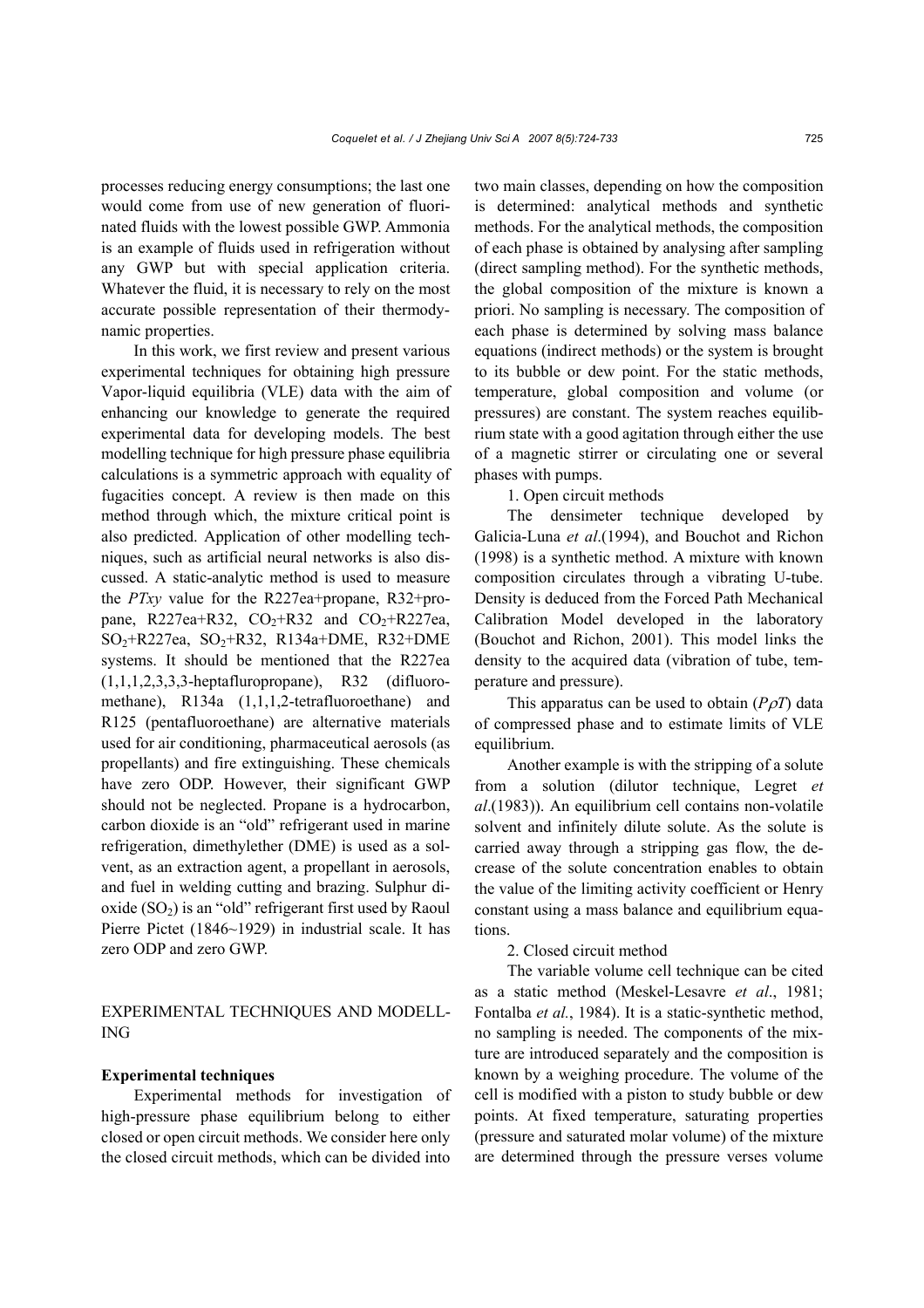processes reducing energy consumptions; the last one would come from use of new generation of fluorinated fluids with the lowest possible GWP. Ammonia is an example of fluids used in refrigeration without any GWP but with special application criteria. Whatever the fluid, it is necessary to rely on the most accurate possible representation of their thermodynamic properties.

In this work, we first review and present various experimental techniques for obtaining high pressure Vapor-liquid equilibria (VLE) data with the aim of enhancing our knowledge to generate the required experimental data for developing models. The best modelling technique for high pressure phase equilibria calculations is a symmetric approach with equality of fugacities concept. A review is then made on this method through which, the mixture critical point is also predicted. Application of other modelling techniques, such as artificial neural networks is also discussed. A static-analytic method is used to measure the *PTxy* value for the R227ea+propane, R32+propane, R227ea+R32, $CO_2$+R32 and $CO_2$+R227ea, $SO_2$+R227ea, $SO_2$+R32, R134a+DME, R32+DME systems. It should be mentioned that the R227ea (1,1,1,2,3,3,3-heptafluropropane), R32 (difluoromethane), R134a (1,1,1,2-tetrafluoroethane) and R125 (pentafluoroethane) are alternative materials used for air conditioning, pharmaceutical aerosols (as propellants) and fire extinguishing. These chemicals have zero ODP. However, their significant GWP should not be neglected. Propane is a hydrocarbon, carbon dioxide is an "old" refrigerant used in marine refrigeration, dimethylether (DME) is used as a solvent, as an extraction agent, a propellant in aerosols, and fuel in welding cutting and brazing. Sulphur dioxide ($SO_2$) is an "old" refrigerant first used by Raoul Pierre Pictet (1846~1929) in industrial scale. It has zero ODP and zero GWP.

## EXPERIMENTAL TECHNIQUES AND MODELLING

### Experimental techniques

Experimental methods for investigation of high-pressure phase equilibrium belong to either closed or open circuit methods. We consider here only the closed circuit methods, which can be divided into two main classes, depending on how the composition is determined: analytical methods and synthetic methods. For the analytical methods, the composition of each phase is obtained by analysing after sampling (direct sampling method). For the synthetic methods, the global composition of the mixture is known a priori. No sampling is necessary. The composition of each phase is determined by solving mass balance equations (indirect methods) or the system is brought to its bubble or dew point. For the static methods, temperature, global composition and volume (or pressures) are constant. The system reaches equilibrium state with a good agitation through either the use of a magnetic stirrer or circulating one or several phases with pumps.

1. Open circuit methods

The densimeter technique developed by Galicia-Luna *et al*.(1994), and Bouchot and Richon (1998) is a synthetic method. A mixture with known composition circulates through a vibrating U-tube. Density is deduced from the Forced Path Mechanical Calibration Model developed in the laboratory (Bouchot and Richon, 2001). This model links the density to the acquired data (vibration of tube, temperature and pressure).

This apparatus can be used to obtain ($P\rho T$) data of compressed phase and to estimate limits of VLE equilibrium.

Another example is with the stripping of a solute from a solution (dilutor technique, Legret *et al*.(1983)). An equilibrium cell contains non-volatile solvent and infinitely dilute solute. As the solute is carried away through a stripping gas flow, the decrease of the solute concentration enables to obtain the value of the limiting activity coefficient or Henry constant using a mass balance and equilibrium equations.

2. Closed circuit method

The variable volume cell technique can be cited as a static method (Meskel-Lesavre *et al*., 1981; Fontalba *et al.*, 1984). It is a static-synthetic method, no sampling is needed. The components of the mixture are introduced separately and the composition is known by a weighing procedure. The volume of the cell is modified with a piston to study bubble or dew points. At fixed temperature, saturating properties (pressure and saturated molar volume) of the mixture are determined through the pressure verses volume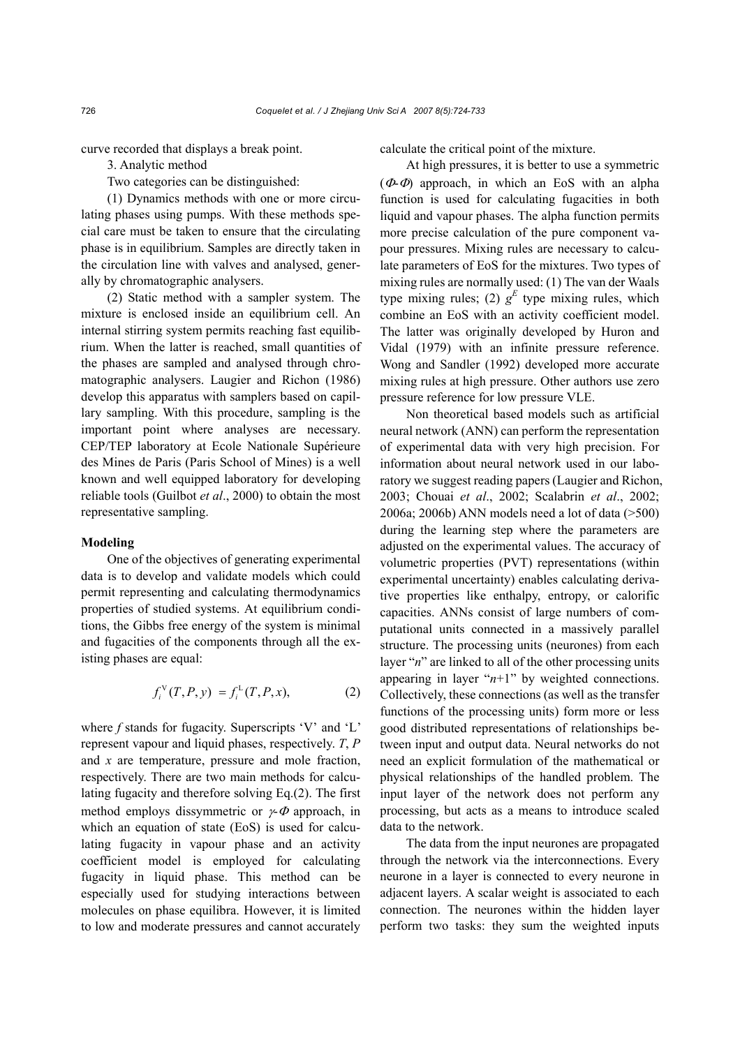curve recorded that displays a break point.

3. Analytic method

Two categories can be distinguished:

(1) Dynamics methods with one or more circulating phases using pumps. With these methods special care must be taken to ensure that the circulating phase is in equilibrium. Samples are directly taken in the circulation line with valves and analysed, generally by chromatographic analysers.

(2) Static method with a sampler system. The mixture is enclosed inside an equilibrium cell. An internal stirring system permits reaching fast equilibrium. When the latter is reached, small quantities of the phases are sampled and analysed through chromatographic analysers. Laugier and Richon (1986) develop this apparatus with samplers based on capillary sampling. With this procedure, sampling is the important point where analyses are necessary. CEP/TEP laboratory at Ecole Nationale Supérieure des Mines de Paris (Paris School of Mines) is a well known and well equipped laboratory for developing reliable tools (Guilbot *et al*., 2000) to obtain the most representative sampling.

**Modeling**

One of the objectives of generating experimental data is to develop and validate models which could permit representing and calculating thermodynamics properties of studied systems. At equilibrium conditions, the Gibbs free energy of the system is minimal and fugacities of the components through all the existing phases are equal:

$$f_i^{\mathrm{V}}(T,P,y) = f_i^{\mathrm{L}}(T,P,x), \qquad (2)$$

where $f$ stands for fugacity. Superscripts 'V' and 'L' represent vapour and liquid phases, respectively. $T$, $P$ and $x$ are temperature, pressure and mole fraction, respectively. There are two main methods for calculating fugacity and therefore solving Eq.(2). The first method employs dissymmetric or $\gamma$-$\Phi$ approach, in which an equation of state (EoS) is used for calculating fugacity in vapour phase and an activity coefficient model is employed for calculating fugacity in liquid phase. This method can be especially used for studying interactions between molecules on phase equilibra. However, it is limited to low and moderate pressures and cannot accurately calculate the critical point of the mixture.

At high pressures, it is better to use a symmetric ($\Phi$-$\Phi$) approach, in which an EoS with an alpha function is used for calculating fugacities in both liquid and vapour phases. The alpha function permits more precise calculation of the pure component vapour pressures. Mixing rules are necessary to calculate parameters of EoS for the mixtures. Two types of mixing rules are normally used: (1) The van der Waals type mixing rules; (2) $g^E$ type mixing rules, which combine an EoS with an activity coefficient model. The latter was originally developed by Huron and Vidal (1979) with an infinite pressure reference. Wong and Sandler (1992) developed more accurate mixing rules at high pressure. Other authors use zero pressure reference for low pressure VLE.

Non theoretical based models such as artificial neural network (ANN) can perform the representation of experimental data with very high precision. For information about neural network used in our laboratory we suggest reading papers (Laugier and Richon, 2003; Chouai *et al*., 2002; Scalabrin *et al*., 2002; 2006a; 2006b) ANN models need a lot of data (>500) during the learning step where the parameters are adjusted on the experimental values. The accuracy of volumetric properties (PVT) representations (within experimental uncertainty) enables calculating derivative properties like enthalpy, entropy, or calorific capacities. ANNs consist of large numbers of computational units connected in a massively parallel structure. The processing units (neurones) from each layer "$n$" are linked to all of the other processing units appearing in layer "$n$+1" by weighted connections. Collectively, these connections (as well as the transfer functions of the processing units) form more or less good distributed representations of relationships between input and output data. Neural networks do not need an explicit formulation of the mathematical or physical relationships of the handled problem. The input layer of the network does not perform any processing, but acts as a means to introduce scaled data to the network.

The data from the input neurones are propagated through the network via the interconnections. Every neurone in a layer is connected to every neurone in adjacent layers. A scalar weight is associated to each connection. The neurones within the hidden layer perform two tasks: they sum the weighted inputs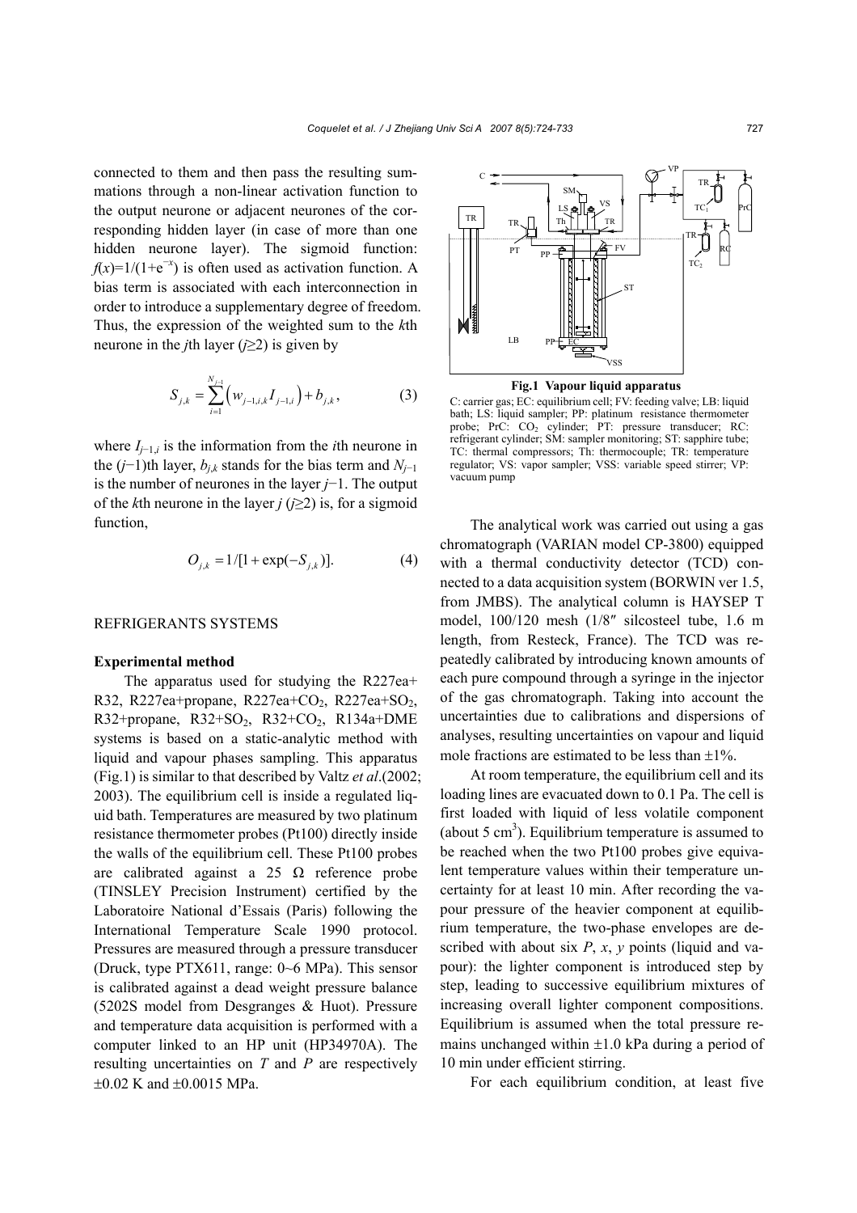connected to them and then pass the resulting summations through a non-linear activation function to the output neurone or adjacent neurones of the corresponding hidden layer (in case of more than one hidden neurone layer). The sigmoid function: $f(x)=1/(1+e^{-x})$ is often used as activation function. A bias term is associated with each interconnection in order to introduce a supplementary degree of freedom. Thus, the expression of the weighted sum to the $k$th neurone in the $j$th layer ($j\geq 2$) is given by

$$S_{j,k}=\sum_{i=1}^{N_{j-1}}\left(w_{j-1,i,k}I_{j-1,i}\right)+b_{j,k}, \tag{3}$$

where $I_{j-1,i}$ is the information from the $i$th neurone in the $(j-1)$th layer, $b_{j,k}$ stands for the bias term and $N_{j-1}$ is the number of neurones in the layer $j-1$. The output of the $k$th neurone in the layer $j$ ($j\geq 2$) is, for a sigmoid function,

$$O_{j,k}=1/[1+\exp(-S_{j,k})]. \tag{4}$$

## REFRIGERANTS SYSTEMS

### Experimental method

The apparatus used for studying the R227ea+R32, R227ea+propane, R227ea+$CO_2$, R227ea+$SO_2$, R32+propane, R32+$SO_2$, R32+$CO_2$, R134a+DME systems is based on a static-analytic method with liquid and vapour phases sampling. This apparatus (Fig.1) is similar to that described by Valtz *et al*.(2002; 2003). The equilibrium cell is inside a regulated liquid bath. Temperatures are measured by two platinum resistance thermometer probes (Pt100) directly inside the walls of the equilibrium cell. These Pt100 probes are calibrated against a 25 Ω reference probe (TINSLEY Precision Instrument) certified by the Laboratoire National d'Essais (Paris) following the International Temperature Scale 1990 protocol. Pressures are measured through a pressure transducer (Druck, type PTX611, range: 0~6 MPa). This sensor is calibrated against a dead weight pressure balance (5202S model from Desgranges & Huot). Pressure and temperature data acquisition is performed with a computer linked to an HP unit (HP34970A). The resulting uncertainties on $T$ and $P$ are respectively ±0.02 K and ±0.0015 MPa.

**Fig.1 Vapour liquid apparatus**

C: carrier gas; EC: equilibrium cell; FV: feeding valve; LB: liquid bath; LS: liquid sampler; PP: platinum resistance thermometer probe; PrC: $CO_2$ cylinder; PT: pressure transducer; RC: refrigerant cylinder; SM: sampler monitoring; ST: sapphire tube; TC: thermal compressors; Th: thermocouple; TR: temperature regulator; VS: vapor sampler; VSS: variable speed stirrer; VP: vacuum pump

The analytical work was carried out using a gas chromatograph (VARIAN model CP-3800) equipped with a thermal conductivity detector (TCD) connected to a data acquisition system (BORWIN ver 1.5, from JMBS). The analytical column is HAYSEP T model, 100/120 mesh (1/8″ silcosteel tube, 1.6 m length, from Resteck, France). The TCD was repeatedly calibrated by introducing known amounts of each pure compound through a syringe in the injector of the gas chromatograph. Taking into account the uncertainties due to calibrations and dispersions of analyses, resulting uncertainties on vapour and liquid mole fractions are estimated to be less than ±1%.

At room temperature, the equilibrium cell and its loading lines are evacuated down to 0.1 Pa. The cell is first loaded with liquid of less volatile component (about 5 cm$^3$). Equilibrium temperature is assumed to be reached when the two Pt100 probes give equivalent temperature values within their temperature uncertainty for at least 10 min. After recording the vapour pressure of the heavier component at equilibrium temperature, the two-phase envelopes are described with about six $P$, $x$, $y$ points (liquid and vapour): the lighter component is introduced step by step, leading to successive equilibrium mixtures of increasing overall lighter component compositions. Equilibrium is assumed when the total pressure remains unchanged within ±1.0 kPa during a period of 10 min under efficient stirring.

For each equilibrium condition, at least five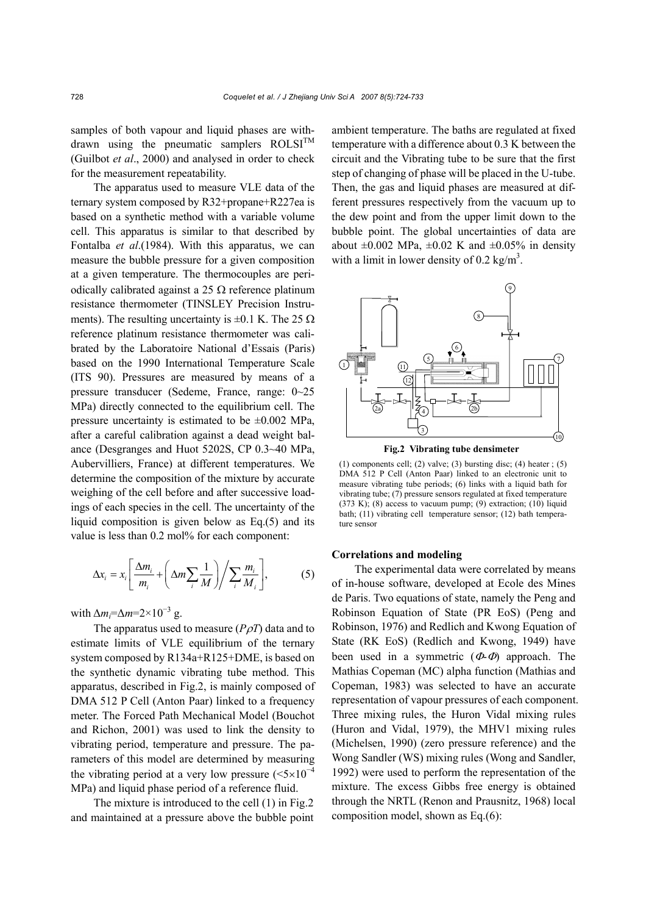samples of both vapour and liquid phases are withdrawn using the pneumatic samplers ROLSI$^{TM}$ (Guilbot *et al*., 2000) and analysed in order to check for the measurement repeatability.

The apparatus used to measure VLE data of the ternary system composed by R32+propane+R227ea is based on a synthetic method with a variable volume cell. This apparatus is similar to that described by Fontalba *et al*.(1984). With this apparatus, we can measure the bubble pressure for a given composition at a given temperature. The thermocouples are periodically calibrated against a 25 Ω reference platinum resistance thermometer (TINSLEY Precision Instruments). The resulting uncertainty is ±0.1 K. The 25 Ω reference platinum resistance thermometer was calibrated by the Laboratoire National d'Essais (Paris) based on the 1990 International Temperature Scale (ITS 90). Pressures are measured by means of a pressure transducer (Sedeme, France, range: 0~25 MPa) directly connected to the equilibrium cell. The pressure uncertainty is estimated to be ±0.002 MPa, after a careful calibration against a dead weight balance (Desgranges and Huot 5202S, CP 0.3~40 MPa, Aubervilliers, France) at different temperatures. We determine the composition of the mixture by accurate weighing of the cell before and after successive loadings of each species in the cell. The uncertainty of the liquid composition is given below as Eq.(5) and its value is less than 0.2 mol% for each component:

$$\Delta x_i = x_i \left[ \frac{\Delta m_i}{m_i} + \left( \Delta m \sum_i \frac{1}{M} \right) \Big/ \sum_i \frac{m_i}{M_i} \right], \tag{5}$$

with $\Delta m_i = \Delta m = 2\times10^{-3}$ g.

The apparatus used to measure ($P\rho T$) data and to estimate limits of VLE equilibrium of the ternary system composed by R134a+R125+DME, is based on the synthetic dynamic vibrating tube method. This apparatus, described in Fig.2, is mainly composed of DMA 512 P Cell (Anton Paar) linked to a frequency meter. The Forced Path Mechanical Model (Bouchot and Richon, 2001) was used to link the density to vibrating period, temperature and pressure. The parameters of this model are determined by measuring the vibrating period at a very low pressure ($<5\times10^{-4}$ MPa) and liquid phase period of a reference fluid.

The mixture is introduced to the cell (1) in Fig.2 and maintained at a pressure above the bubble point ambient temperature. The baths are regulated at fixed temperature with a difference about 0.3 K between the circuit and the Vibrating tube to be sure that the first step of changing of phase will be placed in the U-tube. Then, the gas and liquid phases are measured at different pressures respectively from the vacuum up to the dew point and from the upper limit down to the bubble point. The global uncertainties of data are about ±0.002 MPa, ±0.02 K and ±0.05% in density with a limit in lower density of 0.2 kg/m$^3$.

**Fig.2 Vibrating tube densimeter**

(1) components cell; (2) valve; (3) bursting disc; (4) heater ; (5) DMA 512 P Cell (Anton Paar) linked to an electronic unit to measure vibrating tube periods; (6) links with a liquid bath for vibrating tube; (7) pressure sensors regulated at fixed temperature (373 K); (8) access to vacuum pump; (9) extraction; (10) liquid bath; (11) vibrating cell temperature sensor; (12) bath temperature sensor

### Correlations and modeling

The experimental data were correlated by means of in-house software, developed at Ecole des Mines de Paris. Two equations of state, namely the Peng and Robinson Equation of State (PR EoS) (Peng and Robinson, 1976) and Redlich and Kwong Equation of State (RK EoS) (Redlich and Kwong, 1949) have been used in a symmetric ($\Phi$-$\Phi$) approach. The Mathias Copeman (MC) alpha function (Mathias and Copeman, 1983) was selected to have an accurate representation of vapour pressures of each component. Three mixing rules, the Huron Vidal mixing rules (Huron and Vidal, 1979), the MHV1 mixing rules (Michelsen, 1990) (zero pressure reference) and the Wong Sandler (WS) mixing rules (Wong and Sandler, 1992) were used to perform the representation of the mixture. The excess Gibbs free energy is obtained through the NRTL (Renon and Prausnitz, 1968) local composition model, shown as Eq.(6):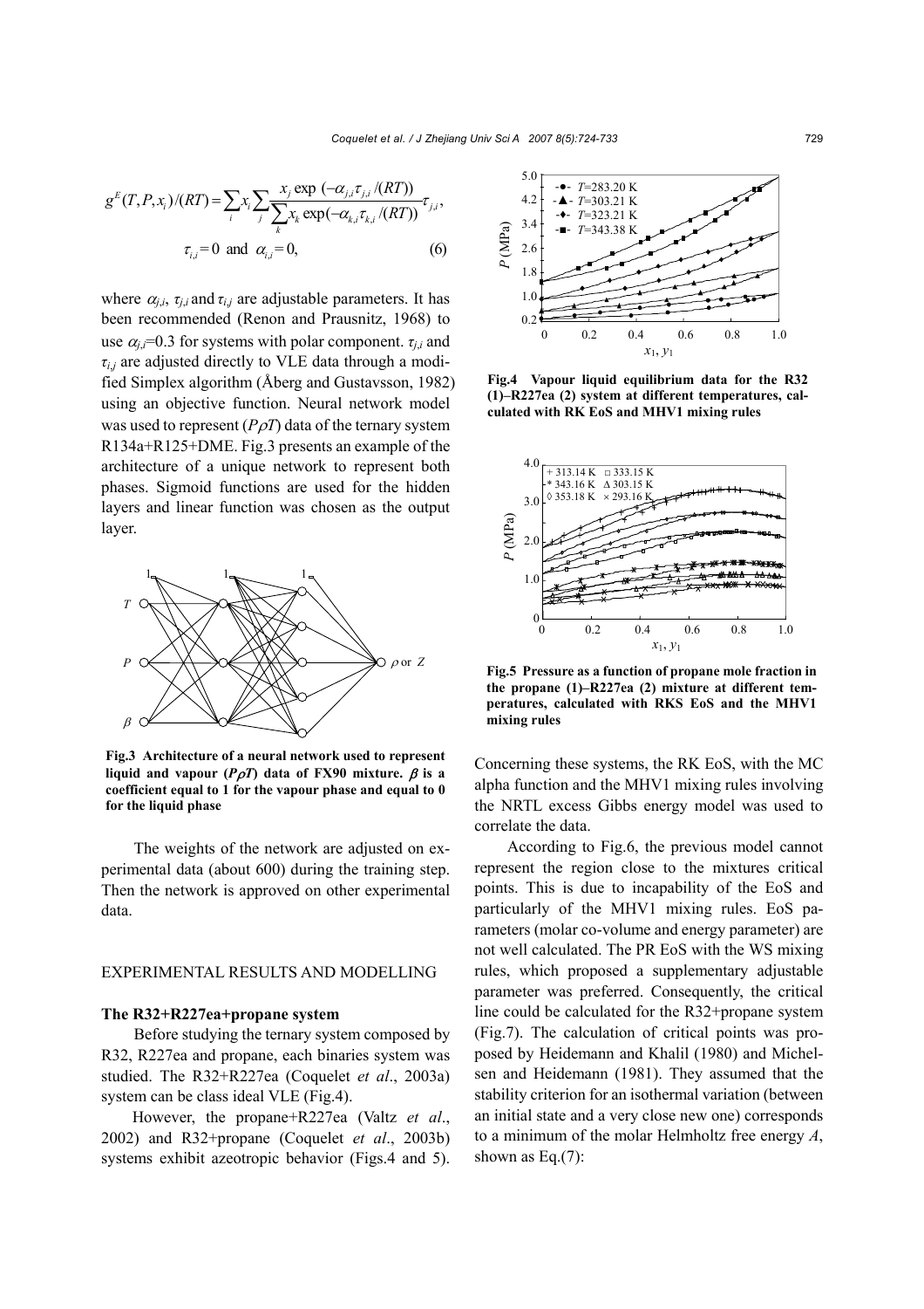$$g^E(T,P,x_i)/(RT) = \sum_i x_i \sum_j \frac{x_j \exp(-\alpha_{j,i}\tau_{j,i}/(RT))}{\sum_k x_k \exp(-\alpha_{k,i}\tau_{k,i}/(RT))}\tau_{j,i},$$

$$\tau_{i,i}=0 \text{ and } \alpha_{i,i}=0, \qquad (6)$$

where $\alpha_{j,i}$, $\tau_{j,i}$ and $\tau_{i,j}$ are adjustable parameters. It has been recommended (Renon and Prausnitz, 1968) to use $\alpha_{j,i}$=0.3 for systems with polar component. $\tau_{j,i}$ and $\tau_{i,j}$ are adjusted directly to VLE data through a modified Simplex algorithm (Åberg and Gustavsson, 1982) using an objective function. Neural network model was used to represent ($P\rho T$) data of the ternary system R134a+R125+DME. Fig.3 presents an example of the architecture of a unique network to represent both phases. Sigmoid functions are used for the hidden layers and linear function was chosen as the output layer.

**Fig.3 Architecture of a neural network used to represent liquid and vapour ($P\rho T$) data of FX90 mixture. $\beta$ is a coefficient equal to 1 for the vapour phase and equal to 0 for the liquid phase**

The weights of the network are adjusted on experimental data (about 600) during the training step. Then the network is approved on other experimental data.

## EXPERIMENTAL RESULTS AND MODELLING

### The R32+R227ea+propane system

Before studying the ternary system composed by R32, R227ea and propane, each binaries system was studied. The R32+R227ea (Coquelet *et al*., 2003a) system can be class ideal VLE (Fig.4).

However, the propane+R227ea (Valtz *et al*., 2002) and R32+propane (Coquelet *et al*., 2003b) systems exhibit azeotropic behavior (Figs.4 and 5).

**Fig.4 Vapour liquid equilibrium data for the R32 (1)–R227ea (2) system at different temperatures, calculated with RK EoS and MHV1 mixing rules**

**Fig.5 Pressure as a function of propane mole fraction in the propane (1)–R227ea (2) mixture at different temperatures, calculated with RKS EoS and the MHV1 mixing rules**

Concerning these systems, the RK EoS, with the MC alpha function and the MHV1 mixing rules involving the NRTL excess Gibbs energy model was used to correlate the data.

According to Fig.6, the previous model cannot represent the region close to the mixtures critical points. This is due to incapability of the EoS and particularly of the MHV1 mixing rules. EoS parameters (molar co-volume and energy parameter) are not well calculated. The PR EoS with the WS mixing rules, which proposed a supplementary adjustable parameter was preferred. Consequently, the critical line could be calculated for the R32+propane system (Fig.7). The calculation of critical points was proposed by Heidemann and Khalil (1980) and Michelsen and Heidemann (1981). They assumed that the stability criterion for an isothermal variation (between an initial state and a very close new one) corresponds to a minimum of the molar Helmholtz free energy $A$, shown as Eq.(7):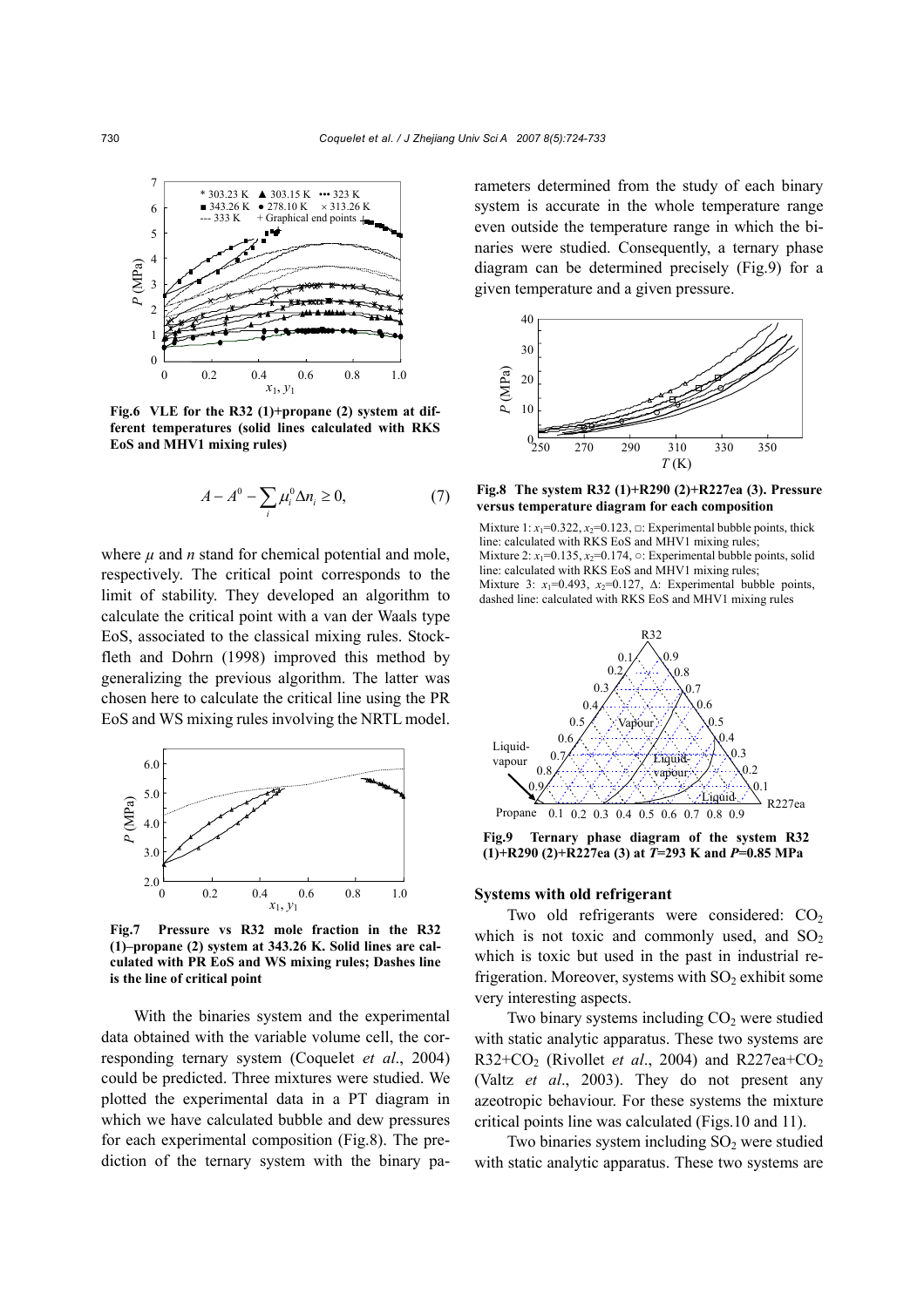Fig.6 VLE for the R32 (1)+propane (2) system at different temperatures (solid lines calculated with RKS EoS and MHV1 mixing rules)

$$A - A^0 - \sum_i \mu_i^0 \Delta n_i \geq 0, \tag{7}$$

where $\mu$ and $n$ stand for chemical potential and mole, respectively. The critical point corresponds to the limit of stability. They developed an algorithm to calculate the critical point with a van der Waals type EoS, associated to the classical mixing rules. Stockfleth and Dohrn (1998) improved this method by generalizing the previous algorithm. The latter was chosen here to calculate the critical line using the PR EoS and WS mixing rules involving the NRTL model.

Fig.7 Pressure vs R32 mole fraction in the R32 (1)–propane (2) system at 343.26 K. Solid lines are calculated with PR EoS and WS mixing rules; Dashes line is the line of critical point

With the binaries system and the experimental data obtained with the variable volume cell, the corresponding ternary system (Coquelet *et al*., 2004) could be predicted. Three mixtures were studied. We plotted the experimental data in a PT diagram in which we have calculated bubble and dew pressures for each experimental composition (Fig.8). The prediction of the ternary system with the binary parameters determined from the study of each binary system is accurate in the whole temperature range even outside the temperature range in which the binaries were studied. Consequently, a ternary phase diagram can be determined precisely (Fig.9) for a given temperature and a given pressure.

Fig.8 The system R32 (1)+R290 (2)+R227ea (3). Pressure versus temperature diagram for each composition

Mixture 1: $x_1$=0.322, $x_2$=0.123, □: Experimental bubble points, thick line: calculated with RKS EoS and MHV1 mixing rules;
Mixture 2: $x_1$=0.135, $x_2$=0.174, ○: Experimental bubble points, solid line: calculated with RKS EoS and MHV1 mixing rules;
Mixture 3: $x_1$=0.493, $x_2$=0.127, Δ: Experimental bubble points, dashed line: calculated with RKS EoS and MHV1 mixing rules

Fig.9 Ternary phase diagram of the system R32 (1)+R290 (2)+R227ea (3) at $T$=293 K and $P$=0.85 MPa

### Systems with old refrigerant

Two old refrigerants were considered: $CO_2$ which is not toxic and commonly used, and $SO_2$ which is toxic but used in the past in industrial refrigeration. Moreover, systems with $SO_2$ exhibit some very interesting aspects.

Two binary systems including $CO_2$ were studied with static analytic apparatus. These two systems are R32+$CO_2$ (Rivollet *et al*., 2004) and R227ea+$CO_2$ (Valtz *et al*., 2003). They do not present any azeotropic behaviour. For these systems the mixture critical points line was calculated (Figs.10 and 11).

Two binaries system including $SO_2$ were studied with static analytic apparatus. These two systems are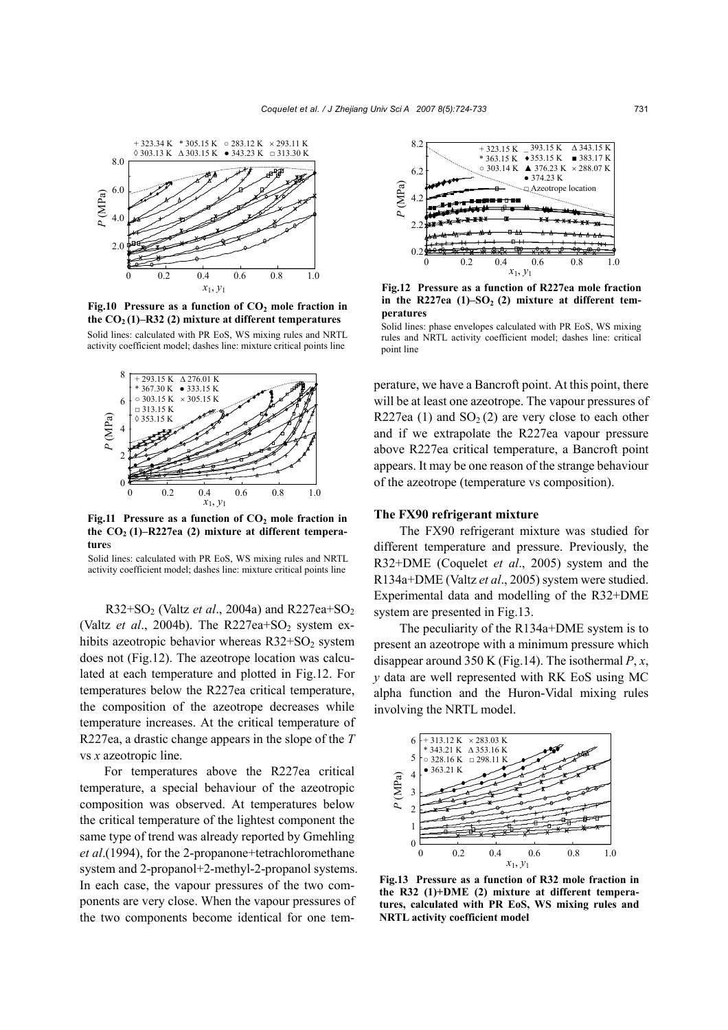**Fig.10 Pressure as a function of $CO_2$ mole fraction in the $CO_2$ (1)–R32 (2) mixture at different temperatures**

Solid lines: calculated with PR EoS, WS mixing rules and NRTL activity coefficient model; dashes line: mixture critical points line

**Fig.11 Pressure as a function of $CO_2$ mole fraction in the $CO_2$ (1)–R227ea (2) mixture at different temperatures**

Solid lines: calculated with PR EoS, WS mixing rules and NRTL activity coefficient model; dashes line: mixture critical points line

R32+$SO_2$ (Valtz *et al*., 2004a) and R227ea+$SO_2$ (Valtz *et al*., 2004b). The R227ea+$SO_2$ system exhibits azeotropic behavior whereas R32+$SO_2$ system does not (Fig.12). The azeotrope location was calculated at each temperature and plotted in Fig.12. For temperatures below the R227ea critical temperature, the composition of the azeotrope decreases while temperature increases. At the critical temperature of R227ea, a drastic change appears in the slope of the *T* vs *x* azeotropic line.

For temperatures above the R227ea critical temperature, a special behaviour of the azeotropic composition was observed. At temperatures below the critical temperature of the lightest component the same type of trend was already reported by Gmehling *et al*.(1994), for the 2-propanone+tetrachloromethane system and 2-propanol+2-methyl-2-propanol systems. In each case, the vapour pressures of the two components are very close. When the vapour pressures of the two components become identical for one temperature, we have a Bancroft point. At this point, there will be at least one azeotrope. The vapour pressures of R227ea (1) and $SO_2$ (2) are very close to each other and if we extrapolate the R227ea vapour pressure above R227ea critical temperature, a Bancroft point appears. It may be one reason of the strange behaviour of the azeotrope (temperature vs composition).

**Fig.12 Pressure as a function of R227ea mole fraction in the R227ea (1)–$SO_2$ (2) mixture at different temperatures**

Solid lines: phase envelopes calculated with PR EoS, WS mixing rules and NRTL activity coefficient model; dashes line: critical point line

### The FX90 refrigerant mixture

The FX90 refrigerant mixture was studied for different temperature and pressure. Previously, the R32+DME (Coquelet *et al*., 2005) system and the R134a+DME (Valtz *et al*., 2005) system were studied. Experimental data and modelling of the R32+DME system are presented in Fig.13.

The peculiarity of the R134a+DME system is to present an azeotrope with a minimum pressure which disappear around 350 K (Fig.14). The isothermal *P*, *x*, *y* data are well represented with RK EoS using MC alpha function and the Huron-Vidal mixing rules involving the NRTL model.

**Fig.13 Pressure as a function of R32 mole fraction in the R32 (1)+DME (2) mixture at different temperatures, calculated with PR EoS, WS mixing rules and NRTL activity coefficient model**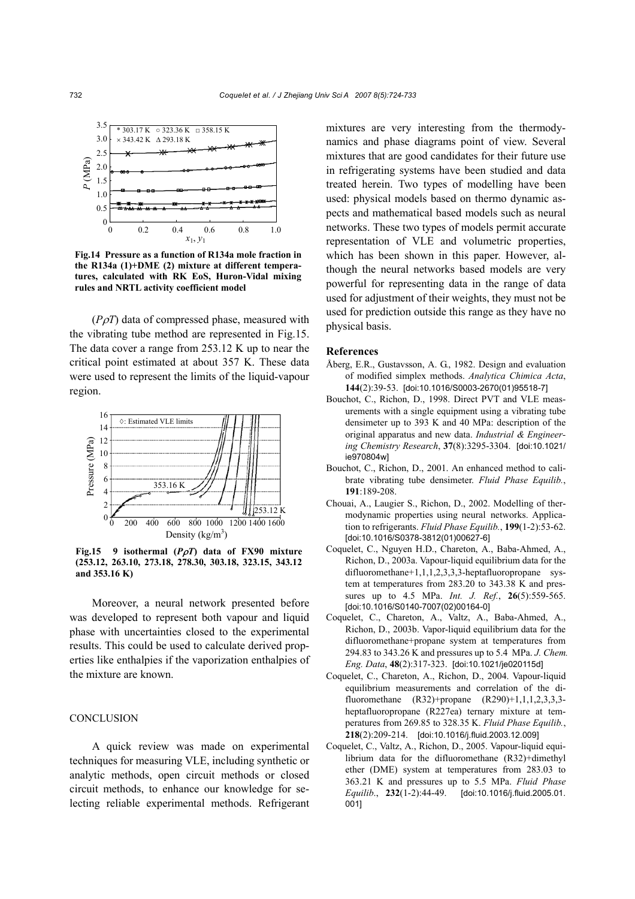Fig.14 Pressure as a function of R134a mole fraction in the R134a (1)+DME (2) mixture at different temperatures, calculated with RK EoS, Huron-Vidal mixing rules and NRTL activity coefficient model

($P\rho T$) data of compressed phase, measured with the vibrating tube method are represented in Fig.15. The data cover a range from 253.12 K up to near the critical point estimated at about 357 K. These data were used to represent the limits of the liquid-vapour region.

Fig.15 9 isothermal ($P\rho T$) data of FX90 mixture (253.12, 263.10, 273.18, 278.30, 303.18, 323.15, 343.12 and 353.16 K)

Moreover, a neural network presented before was developed to represent both vapour and liquid phase with uncertainties closed to the experimental results. This could be used to calculate derived properties like enthalpies if the vaporization enthalpies of the mixture are known.

## CONCLUSION

A quick review was made on experimental techniques for measuring VLE, including synthetic or analytic methods, open circuit methods or closed circuit methods, to enhance our knowledge for selecting reliable experimental methods. Refrigerant mixtures are very interesting from the thermodynamics and phase diagrams point of view. Several mixtures that are good candidates for their future use in refrigerating systems have been studied and data treated herein. Two types of modelling have been used: physical models based on thermo dynamic aspects and mathematical based models such as neural networks. These two types of models permit accurate representation of VLE and volumetric properties, which has been shown in this paper. However, although the neural networks based models are very powerful for representing data in the range of data used for adjustment of their weights, they must not be used for prediction outside this range as they have no physical basis.

## References

Åberg, E.R., Gustavsson, A. G., 1982. Design and evaluation of modified simplex methods. *Analytica Chimica Acta*, **144**(2):39-53. [doi:10.1016/S0003-2670(01)95518-7]

Bouchot, C., Richon, D., 1998. Direct PVT and VLE measurements with a single equipment using a vibrating tube densimeter up to 393 K and 40 MPa: description of the original apparatus and new data. *Industrial & Engineering Chemistry Research*, **37**(8):3295-3304. [doi:10.1021/ie970804w]

Bouchot, C., Richon, D., 2001. An enhanced method to calibrate vibrating tube densimeter. *Fluid Phase Equilib.*, **191**:189-208.

Chouai, A., Laugier S., Richon, D., 2002. Modelling of thermodynamic properties using neural networks. Application to refrigerants. *Fluid Phase Equilib.*, **199**(1-2):53-62. [doi:10.1016/S0378-3812(01)00627-6]

Coquelet, C., Nguyen H.D., Chareton, A., Baba-Ahmed, A., Richon, D., 2003a. Vapour-liquid equilibrium data for the difluoromethane+1,1,1,2,3,3,3-heptafluoropropane system at temperatures from 283.20 to 343.38 K and pressures up to 4.5 MPa. *Int. J. Ref.*, **26**(5):559-565. [doi:10.1016/S0140-7007(02)00164-0]

Coquelet, C., Chareton, A., Valtz, A., Baba-Ahmed, A., Richon, D., 2003b. Vapor-liquid equilibrium data for the difluoromethane+propane system at temperatures from 294.83 to 343.26 K and pressures up to 5.4 MPa. *J. Chem. Eng. Data*, **48**(2):317-323. [doi:10.1021/je020115d]

Coquelet, C., Chareton, A., Richon, D., 2004. Vapour-liquid equilibrium measurements and correlation of the difluoromethane (R32)+propane (R290)+1,1,1,2,3,3,3-heptafluoropropane (R227ea) ternary mixture at temperatures from 269.85 to 328.35 K. *Fluid Phase Equilib.*, **218**(2):209-214. [doi:10.1016/j.fluid.2003.12.009]

Coquelet, C., Valtz, A., Richon, D., 2005. Vapour-liquid equilibrium data for the difluoromethane (R32)+dimethyl ether (DME) system at temperatures from 283.03 to 363.21 K and pressures up to 5.5 MPa. *Fluid Phase Equilib.*, **232**(1-2):44-49. [doi:10.1016/j.fluid.2005.01.001]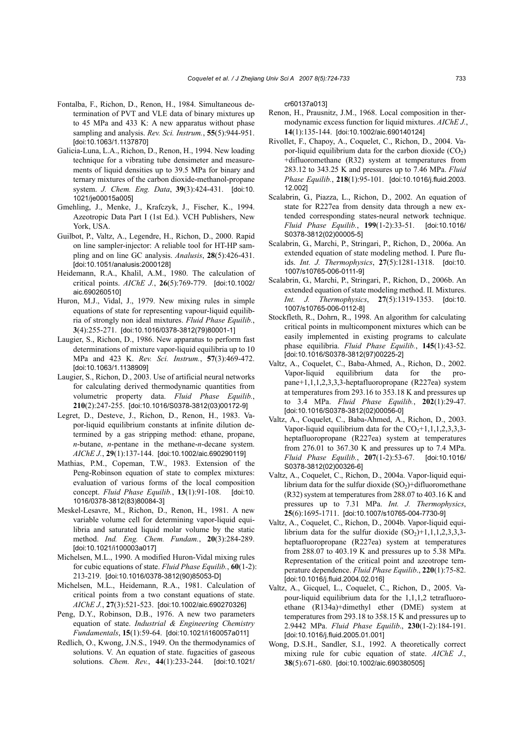Fontalba, F., Richon, D., Renon, H., 1984. Simultaneous determination of PVT and VLE data of binary mixtures up to 45 MPa and 433 K: A new apparatus without phase sampling and analysis. *Rev. Sci. Instrum.*, **55**(5):944-951. [doi:10.1063/1.1137870]

Galicia-Luna, L.A., Richon, D., Renon, H., 1994. New loading technique for a vibrating tube densimeter and measurements of liquid densities up to 39.5 MPa for binary and ternary mixtures of the carbon dioxide-methanol-propane system. *J. Chem. Eng. Data*, **39**(3):424-431. [doi:10.1021/je00015a005]

Gmehling, J., Menke, J., Krafczyk, J., Fischer, K., 1994. Azeotropic Data Part I (1st Ed.). VCH Publishers, New York, USA.

Guilbot, P., Valtz, A., Legendre, H., Richon, D., 2000. Rapid on line sampler-injector: A reliable tool for HT-HP sampling and on line GC analysis. *Analusis*, **28**(5):426-431. [doi:10.1051/analusis:2000128]

Heidemann, R.A., Khalil, A.M., 1980. The calculation of critical points. *AIChE J.*, **26**(5):769-779. [doi:10.1002/aic.690260510]

Huron, M.J., Vidal, J., 1979. New mixing rules in simple equations of state for representing vapour-liquid equilibria of strongly non ideal mixtures. *Fluid Phase Equilib.*, **3**(4):255-271. [doi:10.1016/0378-3812(79)80001-1]

Laugier, S., Richon, D., 1986. New apparatus to perform fast determinations of mixture vapor-liquid equilibria up to 10 MPa and 423 K. *Rev. Sci. Instrum.*, **57**(3):469-472. [doi:10.1063/1.1138909]

Laugier, S., Richon, D., 2003. Use of artificial neural networks for calculating derived thermodynamic quantities from volumetric property data. *Fluid Phase Equilib.*, **210**(2):247-255. [doi:10.1016/S0378-3812(03)00172-9]

Legret, D., Desteve, J., Richon, D., Renon, H., 1983. Vapor-liquid equilibrium constants at infinite dilution determined by a gas stripping method: ethane, propane, *n*-butane, *n*-pentane in the methane-*n*-decane system. *AIChE J.*, **29**(1):137-144. [doi:10.1002/aic.690290119]

Mathias, P.M., Copeman, T.W., 1983. Extension of the Peng-Robinson equation of state to complex mixtures: evaluation of various forms of the local composition concept. *Fluid Phase Equilib.*, **13**(1):91-108. [doi:10.1016/0378-3812(83)80084-3]

Meskel-Lesavre, M., Richon, D., Renon, H., 1981. A new variable volume cell for determining vapor-liquid equilibria and saturated liquid molar volume by the static method. *Ind. Eng. Chem. Fundam.*, **20**(3):284-289. [doi:10.1021/i100003a017]

Michelsen, M.L., 1990. A modified Huron-Vidal mixing rules for cubic equations of state. *Fluid Phase Equilib.*, **60**(1-2):213-219. [doi:10.1016/0378-3812(90)85053-D]

Michelsen, M.L., Heidemann, R.A., 1981. Calculation of critical points from a two constant equations of state. *AIChE J.*, **27**(3):521-523. [doi:10.1002/aic.690270326]

Peng, D.Y., Robinson, D.B., 1976. A new two parameters equation of state. *Industrial & Engineering Chemistry Fundamentals*, **15**(1):59-64. [doi:10.1021/i160057a011]

Redlich, O., Kwong, J.N.S., 1949. On the thermodynamics of solutions. V. An equation of state. fugacities of gaseous solutions. *Chem. Rev.*, **44**(1):233-244. [doi:10.1021/cr60137a013]

Renon, H., Prausnitz, J.M., 1968. Local composition in thermodynamic excess function for liquid mixtures. *AIChE J.*, **14**(1):135-144. [doi:10.1002/aic.690140124]

Rivollet, F., Chapoy, A., Coquelet, C., Richon, D., 2004. Vapor-liquid equilibrium data for the carbon dioxide ($CO_2$) +difluoromethane (R32) system at temperatures from 283.12 to 343.25 K and pressures up to 7.46 MPa. *Fluid Phase Equilib.*, **218**(1):95-101. [doi:10.1016/j.fluid.2003.12.002]

Scalabrin, G., Piazza, L., Richon, D., 2002. An equation of state for R227ea from density data through a new extended corresponding states-neural network technique. *Fluid Phase Equilib.*, **199**(1-2):33-51. [doi:10.1016/S0378-3812(02)00005-5]

Scalabrin, G., Marchi, P., Stringari, P., Richon, D., 2006a. An extended equation of state modeling method. I. Pure fluids. *Int. J. Thermophysics*, **27**(5):1281-1318. [doi:10.1007/s10765-006-0111-9]

Scalabrin, G., Marchi, P., Stringari, P., Richon, D., 2006b. An extended equation of state modeling method. II. Mixtures. *Int. J. Thermophysics*, **27**(5):1319-1353. [doi:10.1007/s10765-006-0112-8]

Stockfleth, R., Dohrn, R., 1998. An algorithm for calculating critical points in multicomponent mixtures which can be easily implemented in existing programs to calculate phase equilibria. *Fluid Phase Equilib.*, **145**(1):43-52. [doi:10.1016/S0378-3812(97)00225-2]

Valtz, A., Coquelet, C., Baba-Ahmed, A., Richon, D., 2002. Vapor-liquid equilibrium data for the propane+1,1,1,2,3,3,3-heptafluoropropane (R227ea) system at temperatures from 293.16 to 353.18 K and pressures up to 3.4 MPa. *Fluid Phase Equilib.*, **202**(1):29-47. [doi:10.1016/S0378-3812(02)00056-0]

Valtz, A., Coquelet, C., Baba-Ahmed, A., Richon, D., 2003. Vapor-liquid equilibrium data for the $CO_2$+1,1,1,2,3,3,3-heptafluoropropane (R227ea) system at temperatures from 276.01 to 367.30 K and pressures up to 7.4 MPa. *Fluid Phase Equilib.*, **207**(1-2):53-67. [doi:10.1016/S0378-3812(02)00326-6]

Valtz, A., Coquelet, C., Richon, D., 2004a. Vapor-liquid equilibrium data for the sulfur dioxide ($SO_2$)+difluoromethane (R32) system at temperatures from 288.07 to 403.16 K and pressures up to 7.31 MPa. *Int. J. Thermophysics*, **25**(6):1695-1711. [doi:10.1007/s10765-004-7730-9]

Valtz, A., Coquelet, C., Richon, D., 2004b. Vapor-liquid equilibrium data for the sulfur dioxide ($SO_2$)+1,1,1,2,3,3,3-heptafluoropropane (R227ea) system at temperatures from 288.07 to 403.19 K and pressures up to 5.38 MPa. Representation of the critical point and azeotrope temperature dependence. *Fluid Phase Equilib.*, **220**(1):75-82. [doi:10.1016/j.fluid.2004.02.016]

Valtz, A., Gicquel, L., Coquelet, C., Richon, D., 2005. Vapour-liquid equilibrium data for the 1,1,1,2 tetrafluoroethane (R134a)+dimethyl ether (DME) system at temperatures from 293.18 to 358.15 K and pressures up to 2.9442 MPa. *Fluid Phase Equilib.*, **230**(1-2):184-191. [doi:10.1016/j.fluid.2005.01.001]

Wong, D.S.H., Sandler, S.I., 1992. A theoretically correct mixing rule for cubic equation of state. *AIChE J.*, **38**(5):671-680. [doi:10.1002/aic.690380505]